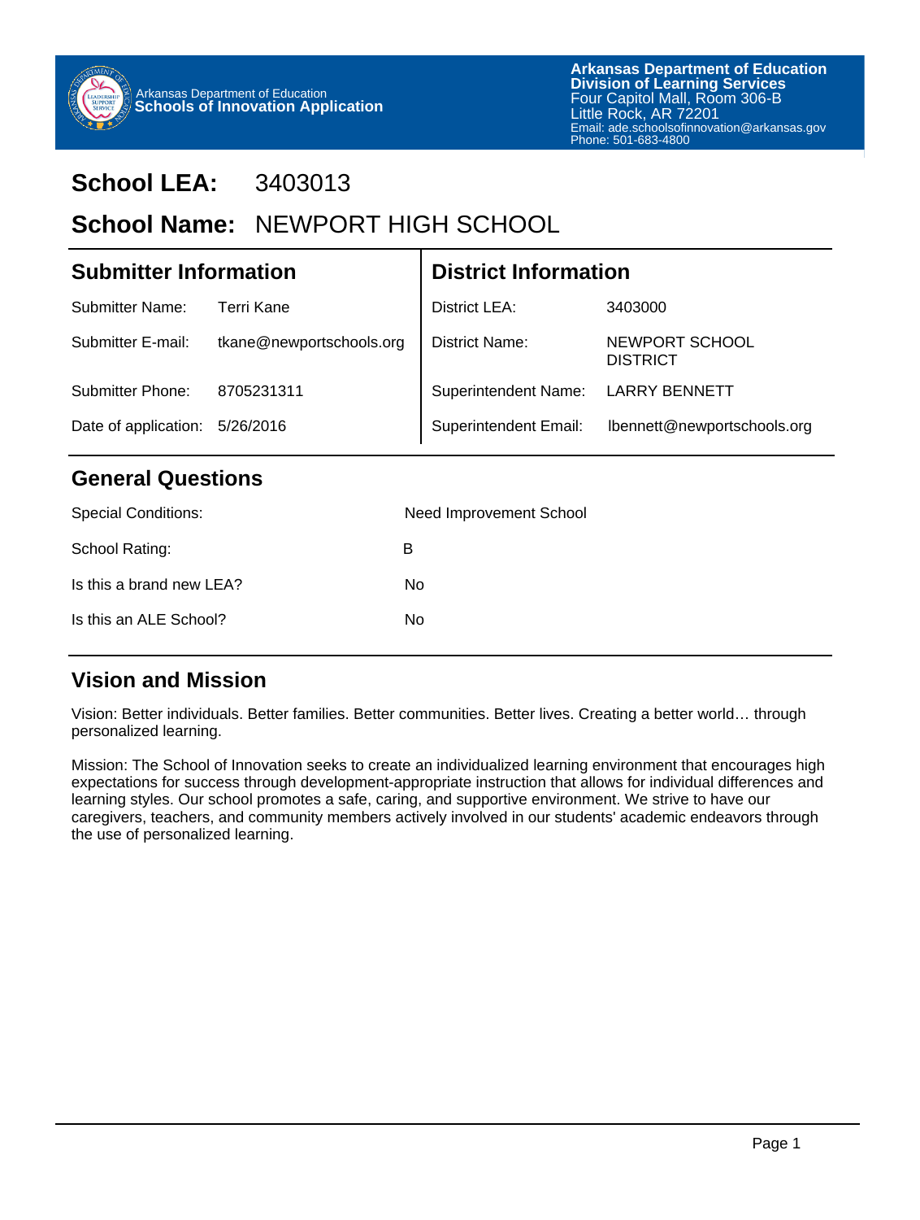Arkansas Department of Education
**Schools of Innovation Application**

**Arkansas Department of Education**
**Division of Learning Services**
Four Capitol Mall, Room 306-B
Little Rock, AR 72201
Email: ade.schoolsofinnovation@arkansas.gov
Phone: 501-683-4800

# School LEA: 3403013

# School Name: NEWPORT HIGH SCHOOL

## Submitter Information

| | |
|---|---|
| Submitter Name: | Terri Kane |
| Submitter E-mail: | tkane@newportschools.org |
| Submitter Phone: | 8705231311 |
| Date of application: | 5/26/2016 |

## District Information

| | |
|---|---|
| District LEA: | 3403000 |
| District Name: | NEWPORT SCHOOL DISTRICT |
| Superintendent Name: | LARRY BENNETT |
| Superintendent Email: | lbennett@newportschools.org |

## General Questions

| | |
|---|---|
| Special Conditions: | Need Improvement School |
| School Rating: | B |
| Is this a brand new LEA? | No |
| Is this an ALE School? | No |

## Vision and Mission

Vision: Better individuals. Better families. Better communities. Better lives. Creating a better world… through personalized learning.

Mission: The School of Innovation seeks to create an individualized learning environment that encourages high expectations for success through development-appropriate instruction that allows for individual differences and learning styles. Our school promotes a safe, caring, and supportive environment. We strive to have our caregivers, teachers, and community members actively involved in our students' academic endeavors through the use of personalized learning.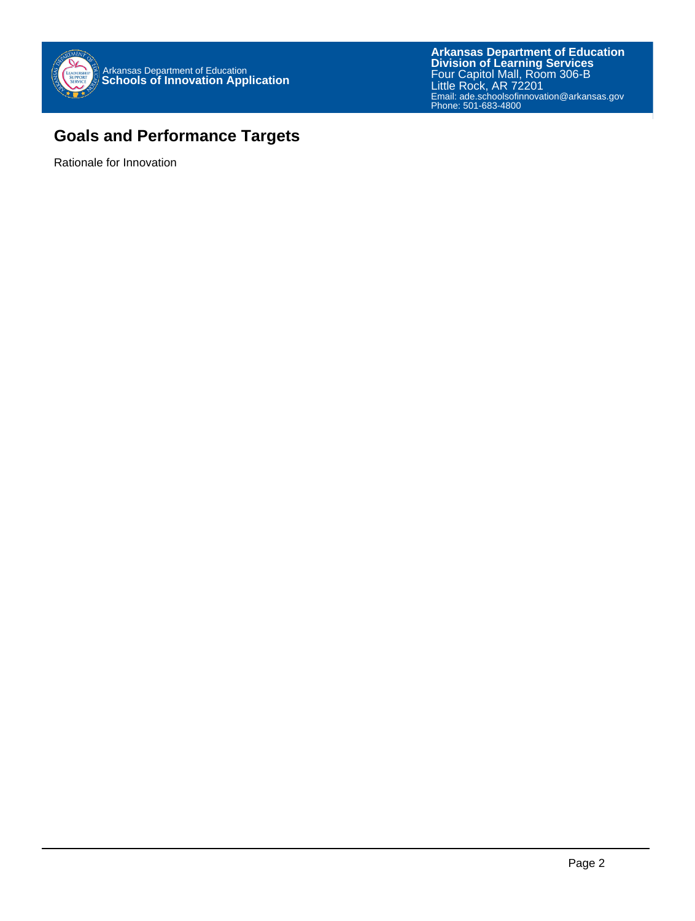## Goals and Performance Targets

Rationale for Innovation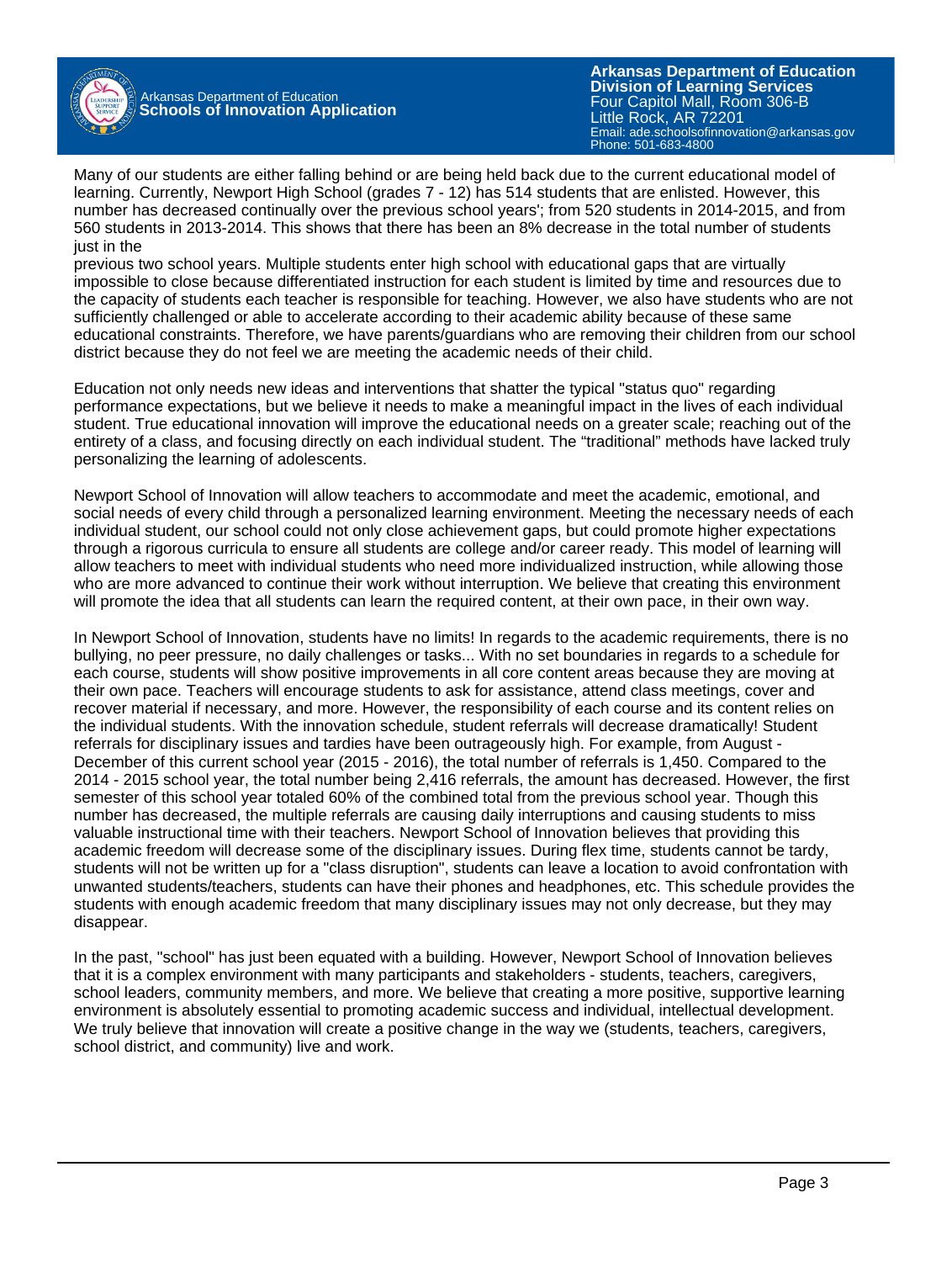Many of our students are either falling behind or are being held back due to the current educational model of learning. Currently, Newport High School (grades 7 - 12) has 514 students that are enlisted. However, this number has decreased continually over the previous school years'; from 520 students in 2014-2015, and from 560 students in 2013-2014. This shows that there has been an 8% decrease in the total number of students just in the previous two school years. Multiple students enter high school with educational gaps that are virtually impossible to close because differentiated instruction for each student is limited by time and resources due to the capacity of students each teacher is responsible for teaching. However, we also have students who are not sufficiently challenged or able to accelerate according to their academic ability because of these same educational constraints. Therefore, we have parents/guardians who are removing their children from our school district because they do not feel we are meeting the academic needs of their child.

Education not only needs new ideas and interventions that shatter the typical "status quo" regarding performance expectations, but we believe it needs to make a meaningful impact in the lives of each individual student. True educational innovation will improve the educational needs on a greater scale; reaching out of the entirety of a class, and focusing directly on each individual student. The “traditional” methods have lacked truly personalizing the learning of adolescents.

Newport School of Innovation will allow teachers to accommodate and meet the academic, emotional, and social needs of every child through a personalized learning environment. Meeting the necessary needs of each individual student, our school could not only close achievement gaps, but could promote higher expectations through a rigorous curricula to ensure all students are college and/or career ready. This model of learning will allow teachers to meet with individual students who need more individualized instruction, while allowing those who are more advanced to continue their work without interruption. We believe that creating this environment will promote the idea that all students can learn the required content, at their own pace, in their own way.

In Newport School of Innovation, students have no limits! In regards to the academic requirements, there is no bullying, no peer pressure, no daily challenges or tasks... With no set boundaries in regards to a schedule for each course, students will show positive improvements in all core content areas because they are moving at their own pace. Teachers will encourage students to ask for assistance, attend class meetings, cover and recover material if necessary, and more. However, the responsibility of each course and its content relies on the individual students. With the innovation schedule, student referrals will decrease dramatically! Student referrals for disciplinary issues and tardies have been outrageously high. For example, from August - December of this current school year (2015 - 2016), the total number of referrals is 1,450. Compared to the 2014 - 2015 school year, the total number being 2,416 referrals, the amount has decreased. However, the first semester of this school year totaled 60% of the combined total from the previous school year. Though this number has decreased, the multiple referrals are causing daily interruptions and causing students to miss valuable instructional time with their teachers. Newport School of Innovation believes that providing this academic freedom will decrease some of the disciplinary issues. During flex time, students cannot be tardy, students will not be written up for a "class disruption", students can leave a location to avoid confrontation with unwanted students/teachers, students can have their phones and headphones, etc. This schedule provides the students with enough academic freedom that many disciplinary issues may not only decrease, but they may disappear.

In the past, "school" has just been equated with a building. However, Newport School of Innovation believes that it is a complex environment with many participants and stakeholders - students, teachers, caregivers, school leaders, community members, and more. We believe that creating a more positive, supportive learning environment is absolutely essential to promoting academic success and individual, intellectual development. We truly believe that innovation will create a positive change in the way we (students, teachers, caregivers, school district, and community) live and work.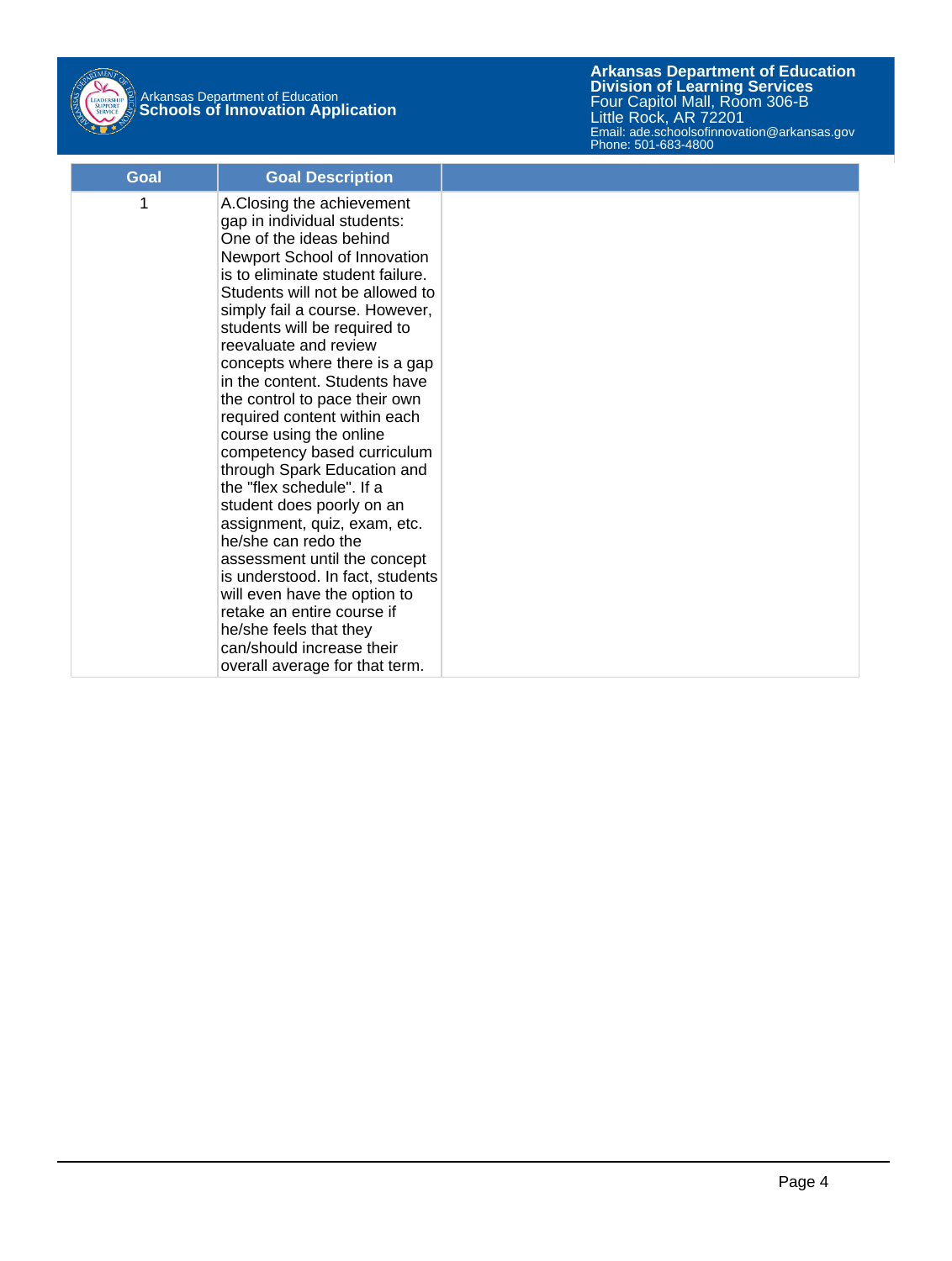| Goal | Goal Description | |
|---|---|---|
| 1 | A.Closing the achievement gap in individual students: One of the ideas behind Newport School of Innovation is to eliminate student failure. Students will not be allowed to simply fail a course. However, students will be required to reevaluate and review concepts where there is a gap in the content. Students have the control to pace their own required content within each course using the online competency based curriculum through Spark Education and the "flex schedule". If a student does poorly on an assignment, quiz, exam, etc. he/she can redo the assessment until the concept is understood. In fact, students will even have the option to retake an entire course if he/she feels that they can/should increase their overall average for that term. | |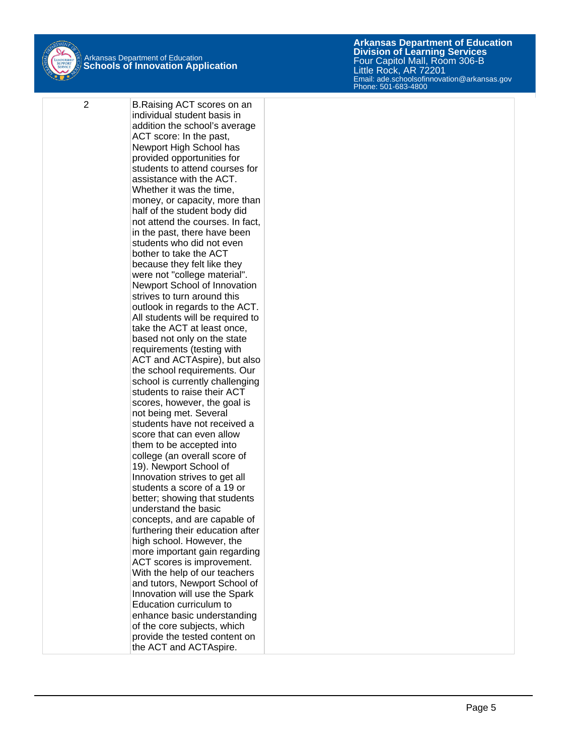| | | |
|---|---|---|
| 2 | B.Raising ACT scores on an individual student basis in addition the school's average ACT score: In the past, Newport High School has provided opportunities for students to attend courses for assistance with the ACT. Whether it was the time, money, or capacity, more than half of the student body did not attend the courses. In fact, in the past, there have been students who did not even bother to take the ACT because they felt like they were not "college material". Newport School of Innovation strives to turn around this outlook in regards to the ACT. All students will be required to take the ACT at least once, based not only on the state requirements (testing with ACT and ACTAspire), but also the school requirements. Our school is currently challenging students to raise their ACT scores, however, the goal is not being met. Several students have not received a score that can even allow them to be accepted into college (an overall score of 19). Newport School of Innovation strives to get all students a score of a 19 or better; showing that students understand the basic concepts, and are capable of furthering their education after high school. However, the more important gain regarding ACT scores is improvement. With the help of our teachers and tutors, Newport School of Innovation will use the Spark Education curriculum to enhance basic understanding of the core subjects, which provide the tested content on the ACT and ACTAspire. | |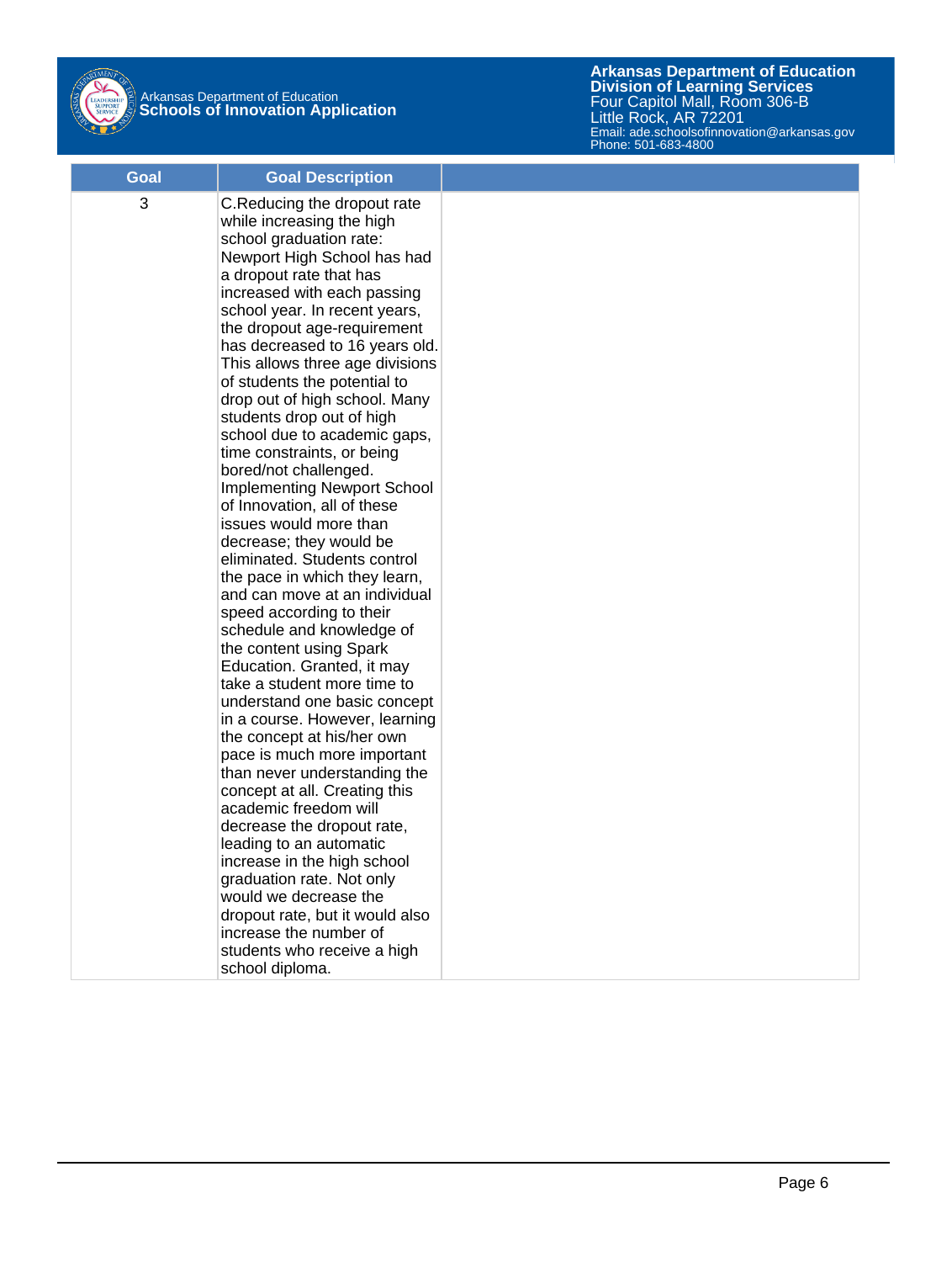| Goal | Goal Description | |
|---|---|---|
| 3 | C.Reducing the dropout rate while increasing the high school graduation rate: Newport High School has had a dropout rate that has increased with each passing school year. In recent years, the dropout age-requirement has decreased to 16 years old. This allows three age divisions of students the potential to drop out of high school. Many students drop out of high school due to academic gaps, time constraints, or being bored/not challenged. Implementing Newport School of Innovation, all of these issues would more than decrease; they would be eliminated. Students control the pace in which they learn, and can move at an individual speed according to their schedule and knowledge of the content using Spark Education. Granted, it may take a student more time to understand one basic concept in a course. However, learning the concept at his/her own pace is much more important than never understanding the concept at all. Creating this academic freedom will decrease the dropout rate, leading to an automatic increase in the high school graduation rate. Not only would we decrease the dropout rate, but it would also increase the number of students who receive a high school diploma. | |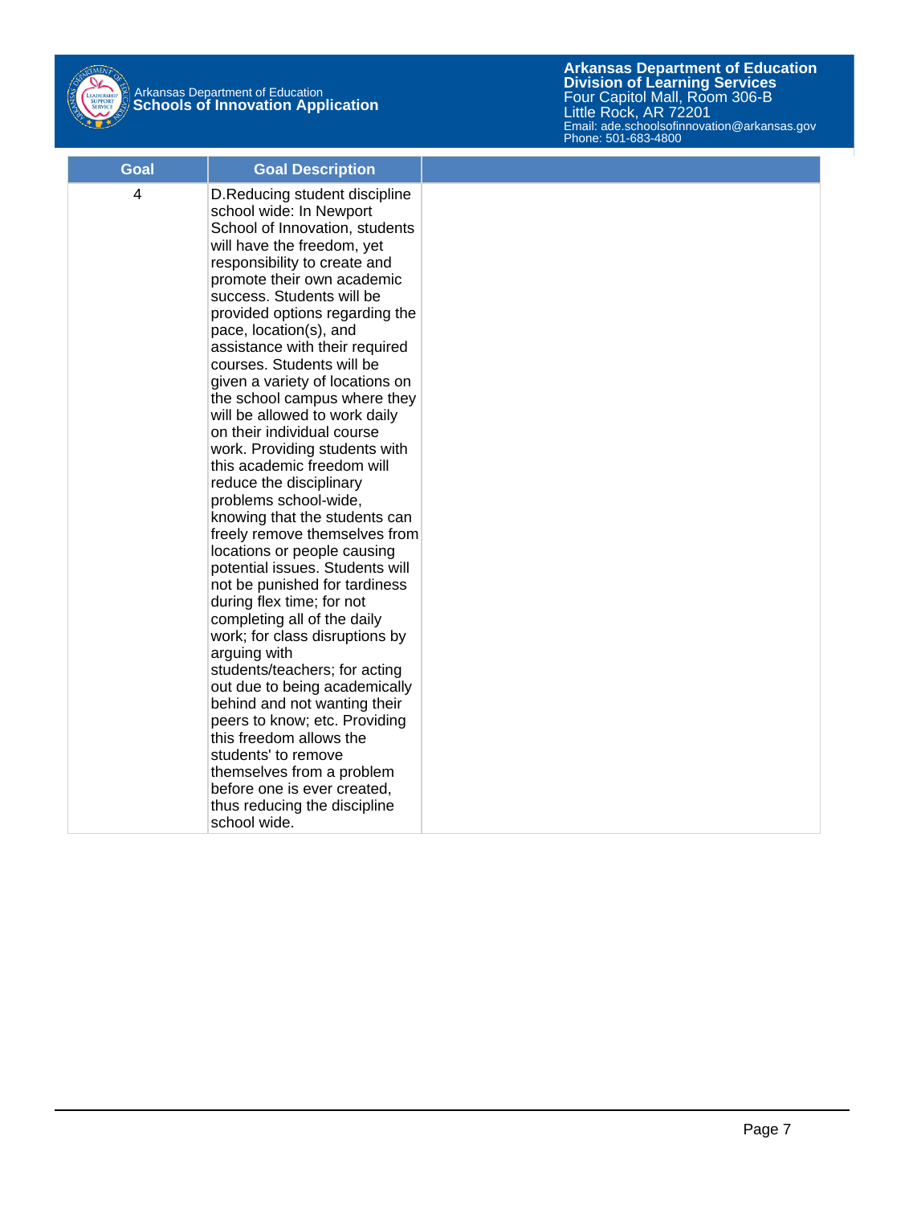| Goal | Goal Description | |
|---|---|---|
| 4 | D.Reducing student discipline school wide: In Newport School of Innovation, students will have the freedom, yet responsibility to create and promote their own academic success. Students will be provided options regarding the pace, location(s), and assistance with their required courses. Students will be given a variety of locations on the school campus where they will be allowed to work daily on their individual course work. Providing students with this academic freedom will reduce the disciplinary problems school-wide, knowing that the students can freely remove themselves from locations or people causing potential issues. Students will not be punished for tardiness during flex time; for not completing all of the daily work; for class disruptions by arguing with students/teachers; for acting out due to being academically behind and not wanting their peers to know; etc. Providing this freedom allows the students' to remove themselves from a problem before one is ever created, thus reducing the discipline school wide. | |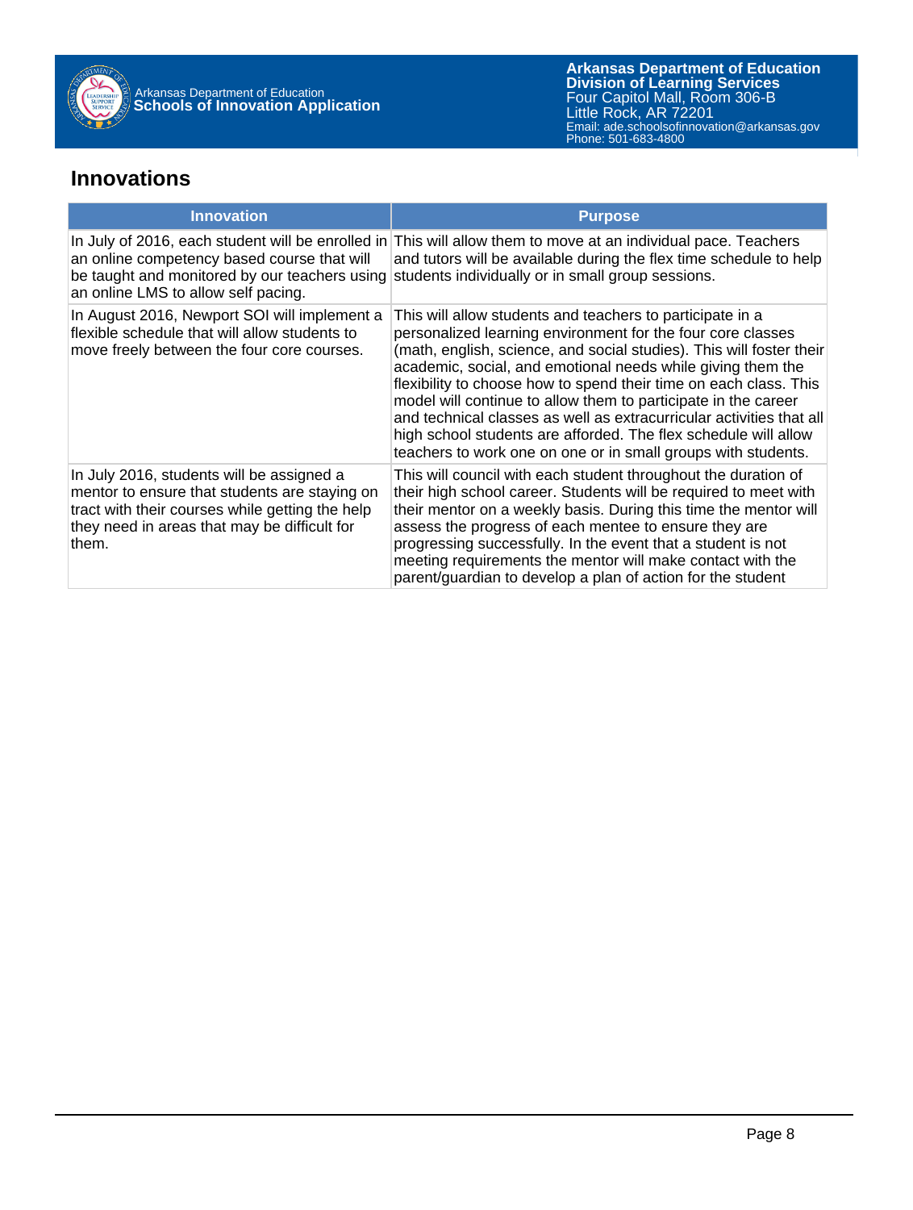## Innovations

| Innovation | Purpose |
| --- | --- |
| In July of 2016, each student will be enrolled in an online competency based course that will be taught and monitored by our teachers using an online LMS to allow self pacing. | This will allow them to move at an individual pace. Teachers and tutors will be available during the flex time schedule to help students individually or in small group sessions. |
| In August 2016, Newport SOI will implement a flexible schedule that will allow students to move freely between the four core courses. | This will allow students and teachers to participate in a personalized learning environment for the four core classes (math, english, science, and social studies). This will foster their academic, social, and emotional needs while giving them the flexibility to choose how to spend their time on each class. This model will continue to allow them to participate in the career and technical classes as well as extracurricular activities that all high school students are afforded. The flex schedule will allow teachers to work one on one or in small groups with students. |
| In July 2016, students will be assigned a mentor to ensure that students are staying on tract with their courses while getting the help they need in areas that may be difficult for them. | This will council with each student throughout the duration of their high school career. Students will be required to meet with their mentor on a weekly basis. During this time the mentor will assess the progress of each mentee to ensure they are progressing successfully. In the event that a student is not meeting requirements the mentor will make contact with the parent/guardian to develop a plan of action for the student |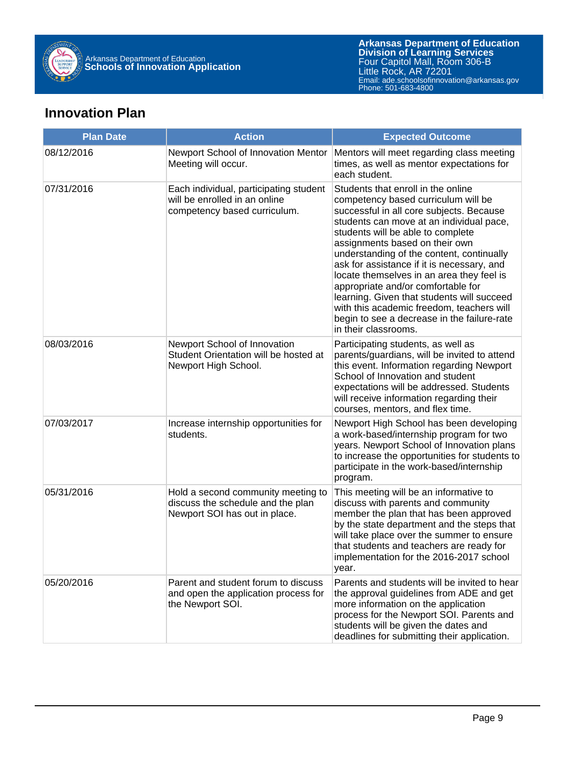## Innovation Plan

| Plan Date | Action | Expected Outcome |
|---|---|---|
| 08/12/2016 | Newport School of Innovation Mentor Meeting will occur. | Mentors will meet regarding class meeting times, as well as mentor expectations for each student. |
| 07/31/2016 | Each individual, participating student will be enrolled in an online competency based curriculum. | Students that enroll in the online competency based curriculum will be successful in all core subjects. Because students can move at an individual pace, students will be able to complete assignments based on their own understanding of the content, continually ask for assistance if it is necessary, and locate themselves in an area they feel is appropriate and/or comfortable for learning. Given that students will succeed with this academic freedom, teachers will begin to see a decrease in the failure-rate in their classrooms. |
| 08/03/2016 | Newport School of Innovation Student Orientation will be hosted at Newport High School. | Participating students, as well as parents/guardians, will be invited to attend this event. Information regarding Newport School of Innovation and student expectations will be addressed. Students will receive information regarding their courses, mentors, and flex time. |
| 07/03/2017 | Increase internship opportunities for students. | Newport High School has been developing a work-based/internship program for two years. Newport School of Innovation plans to increase the opportunities for students to participate in the work-based/internship program. |
| 05/31/2016 | Hold a second community meeting to discuss the schedule and the plan Newport SOI has out in place. | This meeting will be an informative to discuss with parents and community member the plan that has been approved by the state department and the steps that will take place over the summer to ensure that students and teachers are ready for implementation for the 2016-2017 school year. |
| 05/20/2016 | Parent and student forum to discuss and open the application process for the Newport SOI. | Parents and students will be invited to hear the approval guidelines from ADE and get more information on the application process for the Newport SOI. Parents and students will be given the dates and deadlines for submitting their application. |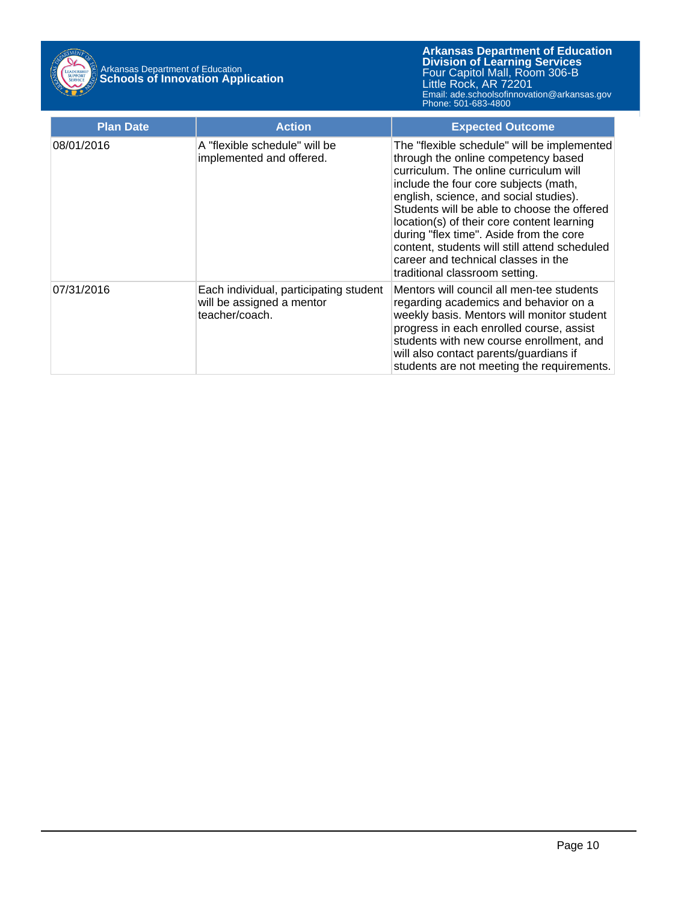| Plan Date | Action | Expected Outcome |
| --- | --- | --- |
| 08/01/2016 | A "flexible schedule" will be implemented and offered. | The "flexible schedule" will be implemented through the online competency based curriculum. The online curriculum will include the four core subjects (math, english, science, and social studies). Students will be able to choose the offered location(s) of their core content learning during "flex time". Aside from the core content, students will still attend scheduled career and technical classes in the traditional classroom setting. |
| 07/31/2016 | Each individual, participating student will be assigned a mentor teacher/coach. | Mentors will council all men-tee students regarding academics and behavior on a weekly basis. Mentors will monitor student progress in each enrolled course, assist students with new course enrollment, and will also contact parents/guardians if students are not meeting the requirements. |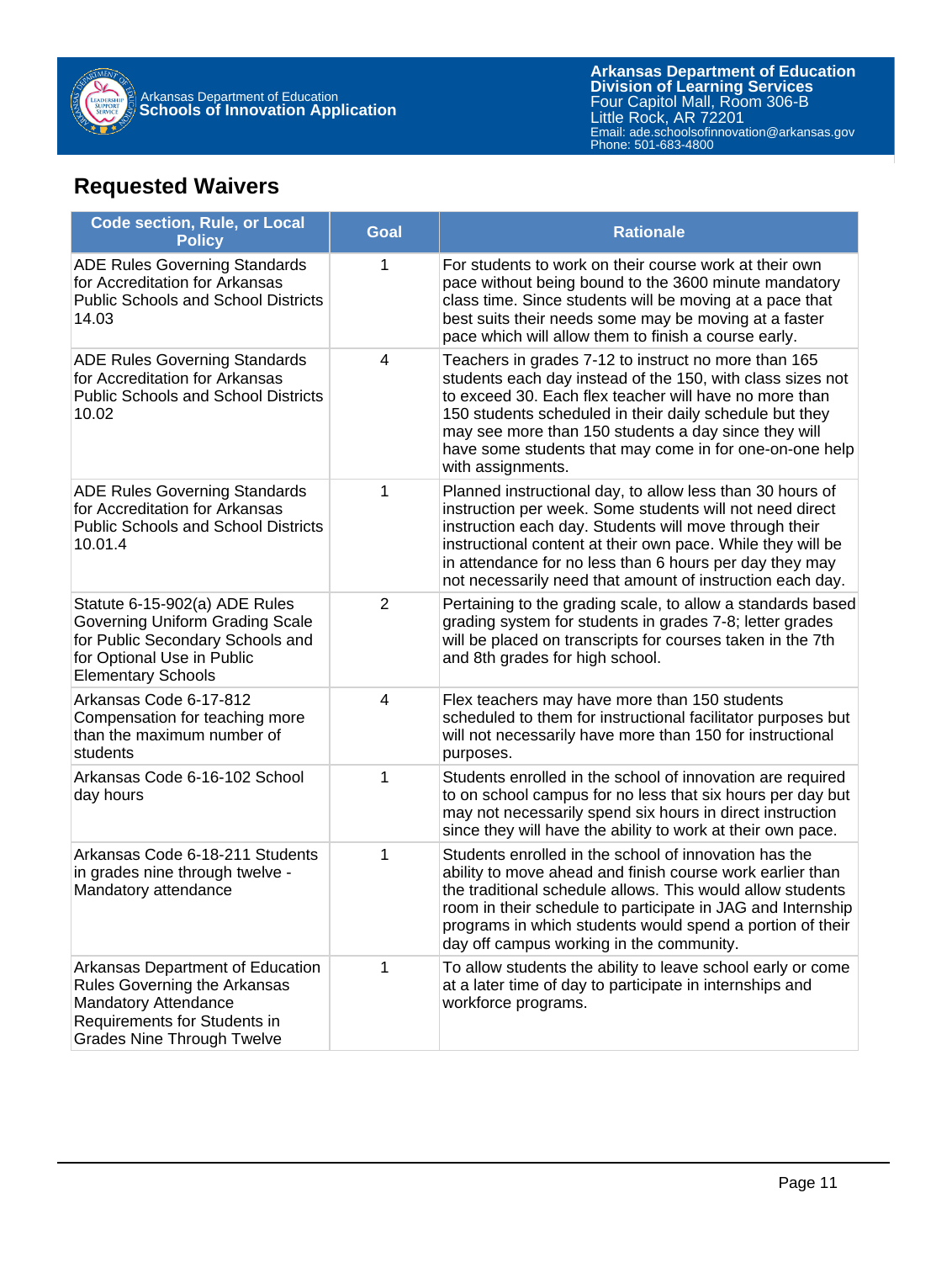## Requested Waivers

| Code section, Rule, or Local Policy | Goal | Rationale |
|---|---|---|
| ADE Rules Governing Standards for Accreditation for Arkansas Public Schools and School Districts 14.03 | 1 | For students to work on their course work at their own pace without being bound to the 3600 minute mandatory class time. Since students will be moving at a pace that best suits their needs some may be moving at a faster pace which will allow them to finish a course early. |
| ADE Rules Governing Standards for Accreditation for Arkansas Public Schools and School Districts 10.02 | 4 | Teachers in grades 7-12 to instruct no more than 165 students each day instead of the 150, with class sizes not to exceed 30. Each flex teacher will have no more than 150 students scheduled in their daily schedule but they may see more than 150 students a day since they will have some students that may come in for one-one help with assignments. |
| ADE Rules Governing Standards for Accreditation for Arkansas Public Schools and School Districts 10.01.4 | 1 | Planned instructional day, to allow less than 30 hours of instruction per week. Some students will not need direct instruction each day. Students will move through their instructional content at their own pace. While they will be in attendance for no less than 6 hours per day they may not necessarily need that amount of instruction each day. |
| Statute 6-15-902(a) ADE Rules Governing Uniform Grading Scale for Public Secondary Schools and for Optional Use in Public Elementary Schools | 2 | Pertaining to the grading scale, to allow a standards based grading system for students in grades 7-8; letter grades will be placed on transcripts for courses taken in the 7th and 8th grades for high school. |
| Arkansas Code 6-17-812 Compensation for teaching more than the maximum number of students | 4 | Flex teachers may have more than 150 students scheduled to them for instructional facilitator purposes but will not necessarily have more than 150 for instructional purposes. |
| Arkansas Code 6-16-102 School day hours | 1 | Students enrolled in the school of innovation are required to on school campus for no less that six hours per day but may not necessarily spend six hours in direct instruction since they will have the ability to work at their own pace. |
| Arkansas Code 6-18-211 Students in grades nine through twelve - Mandatory attendance | 1 | Students enrolled in the school of innovation has the ability to move ahead and finish course work earlier than the traditional schedule allows. This would allow students room in their schedule to participate in JAG and Internship programs in which students would spend a portion of their day off campus working in the community. |
| Arkansas Department of Education Rules Governing the Arkansas Mandatory Attendance Requirements for Students in Grades Nine Through Twelve | 1 | To allow students the ability to leave school early or come at a later time of day to participate in internships and workforce programs. |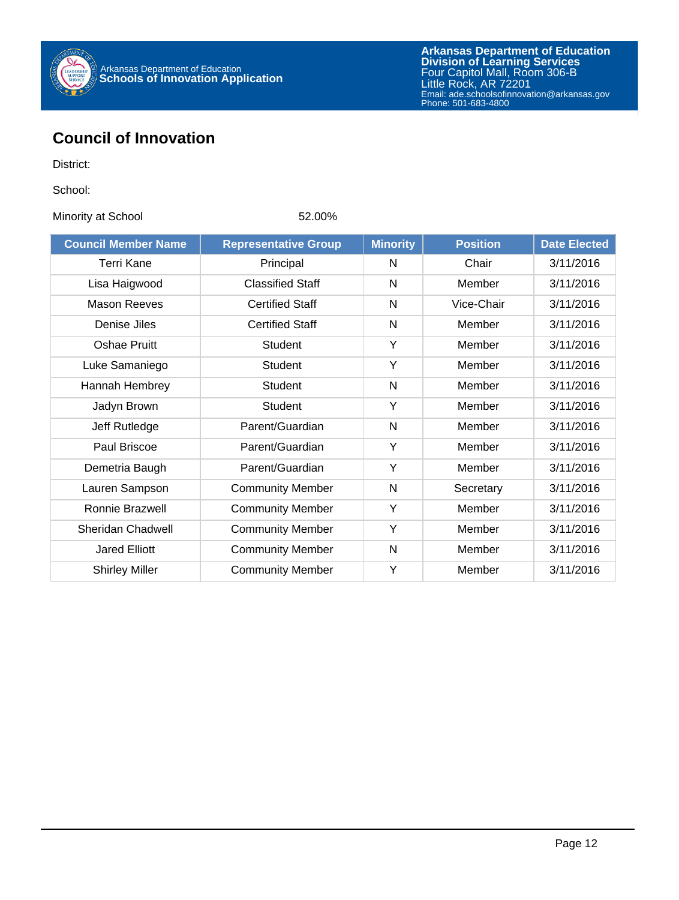## Council of Innovation

District:

School:

Minority at School 52.00%

| Council Member Name | Representative Group | Minority | Position | Date Elected |
|---|---|---|---|---|
| Terri Kane | Principal | N | Chair | 3/11/2016 |
| Lisa Haigwood | Classified Staff | N | Member | 3/11/2016 |
| Mason Reeves | Certified Staff | N | Vice-Chair | 3/11/2016 |
| Denise Jiles | Certified Staff | N | Member | 3/11/2016 |
| Oshae Pruitt | Student | Y | Member | 3/11/2016 |
| Luke Samaniego | Student | Y | Member | 3/11/2016 |
| Hannah Hembrey | Student | N | Member | 3/11/2016 |
| Jadyn Brown | Student | Y | Member | 3/11/2016 |
| Jeff Rutledge | Parent/Guardian | N | Member | 3/11/2016 |
| Paul Briscoe | Parent/Guardian | Y | Member | 3/11/2016 |
| Demetria Baugh | Parent/Guardian | Y | Member | 3/11/2016 |
| Lauren Sampson | Community Member | N | Secretary | 3/11/2016 |
| Ronnie Brazwell | Community Member | Y | Member | 3/11/2016 |
| Sheridan Chadwell | Community Member | Y | Member | 3/11/2016 |
| Jared Elliott | Community Member | N | Member | 3/11/2016 |
| Shirley Miller | Community Member | Y | Member | 3/11/2016 |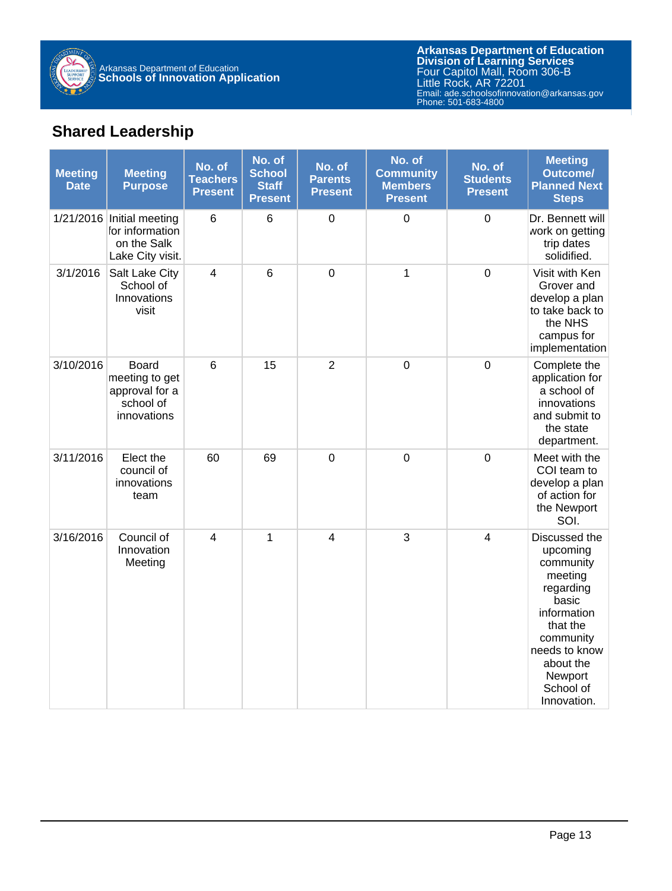## Shared Leadership

| Meeting Date | Meeting Purpose | No. of Teachers Present | No. of School Staff Present | No. of Parents Present | No. of Community Members Present | No. of Students Present | Meeting Outcome/ Planned Next Steps |
|---|---|---|---|---|---|---|---|
| 1/21/2016 | Initial meeting for information on the Salk Lake City visit. | 6 | 6 | 0 | 0 | 0 | Dr. Bennett will work on getting trip dates solidified. |
| 3/1/2016 | Salt Lake City School of Innovations visit | 4 | 6 | 0 | 1 | 0 | Visit with Ken Grover and develop a plan to take back to the NHS campus for implementation |
| 3/10/2016 | Board meeting to get approval for a school of innovations | 6 | 15 | 2 | 0 | 0 | Complete the application for a school of innovations and submit to the state department. |
| 3/11/2016 | Elect the council of innovations team | 60 | 69 | 0 | 0 | 0 | Meet with the COI team to develop a plan of action for the Newport SOI. |
| 3/16/2016 | Council of Innovation Meeting | 4 | 1 | 4 | 3 | 4 | Discussed the upcoming community meeting regarding basic information that the community needs to know about the Newport School of Innovation. |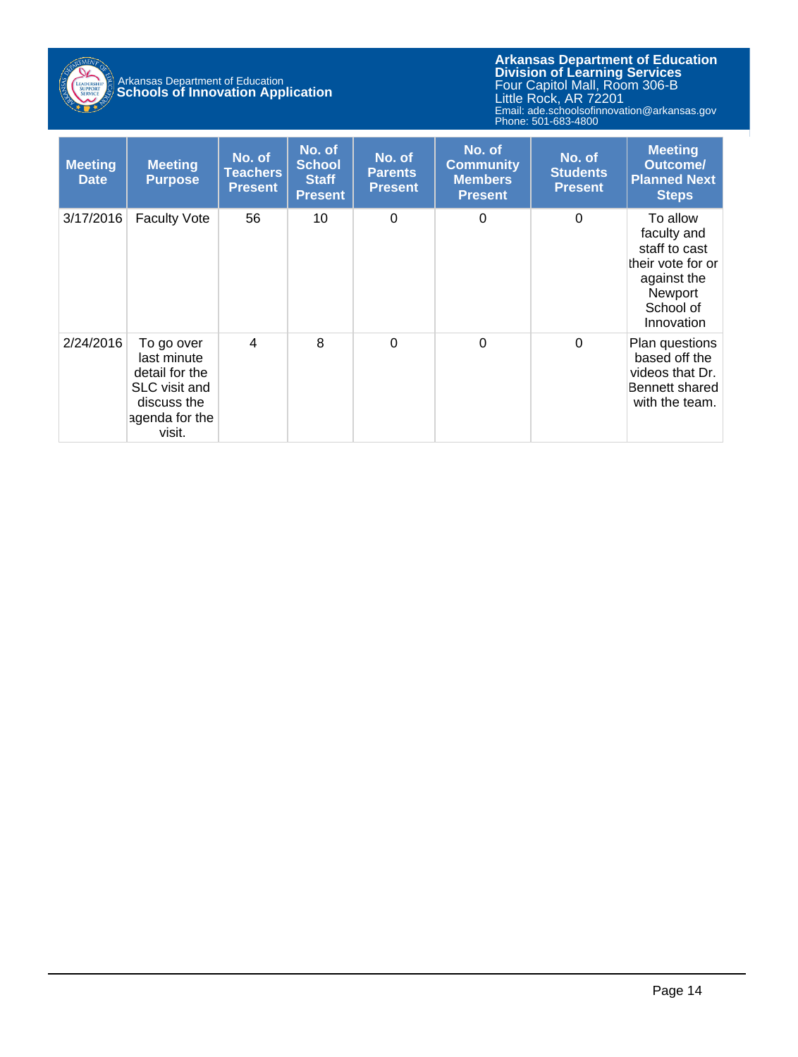| Meeting Date | Meeting Purpose | No. of Teachers Present | No. of School Staff Present | No. of Parents Present | No. of Community Members Present | No. of Students Present | Meeting Outcome/ Planned Next Steps |
|---|---|---|---|---|---|---|---|
| 3/17/2016 | Faculty Vote | 56 | 10 | 0 | 0 | 0 | To allow faculty and staff to cast their vote for or against the Newport School of Innovation |
| 2/24/2016 | To go over last minute detail for the SLC visit and discuss the agenda for the visit. | 4 | 8 | 0 | 0 | 0 | Plan questions based off the videos that Dr. Bennett shared with the team. |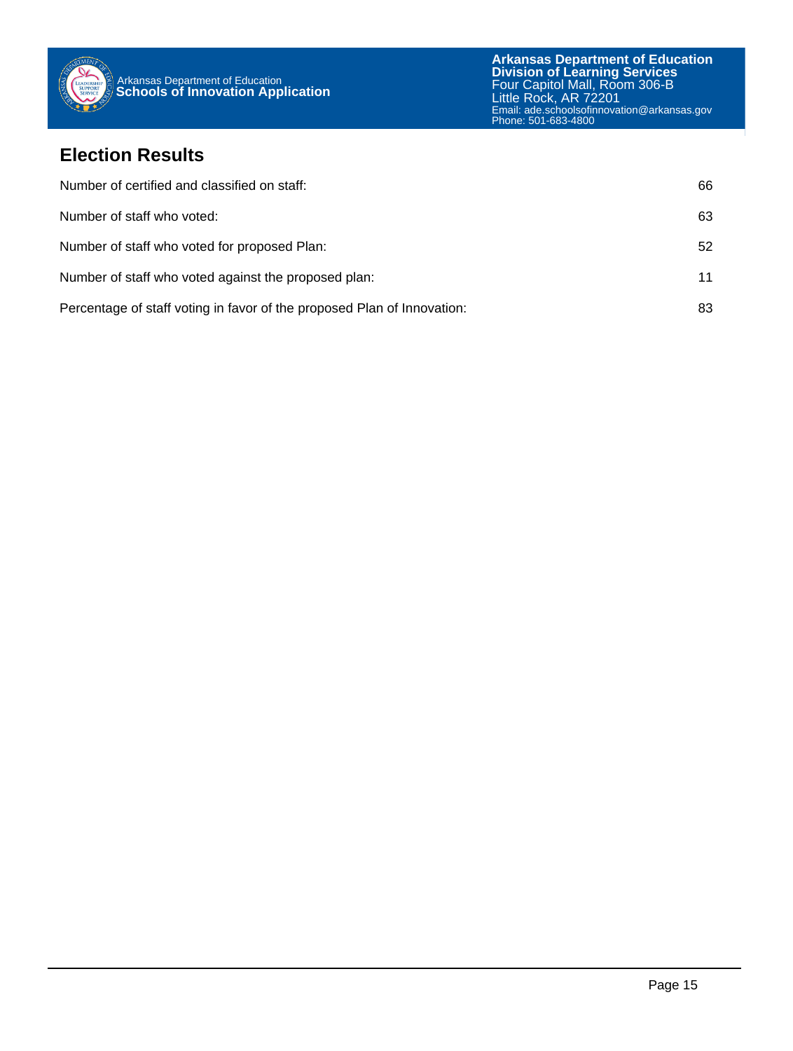## Election Results

| | |
|---|---|
| Number of certified and classified on staff: | 66 |
| Number of staff who voted: | 63 |
| Number of staff who voted for proposed Plan: | 52 |
| Number of staff who voted against the proposed plan: | 11 |
| Percentage of staff voting in favor of the proposed Plan of Innovation: | 83 |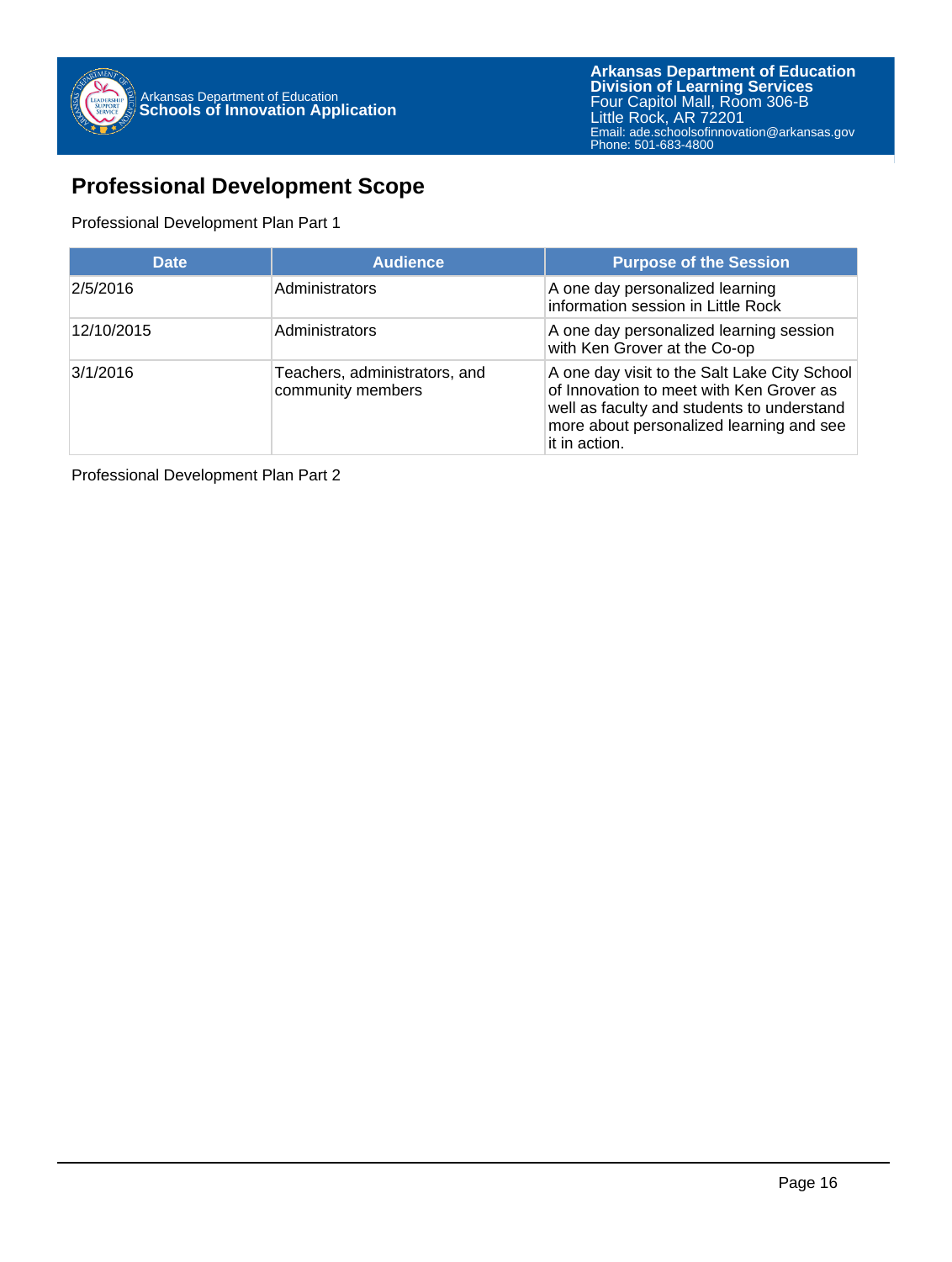## Professional Development Scope

Professional Development Plan Part 1

| Date | Audience | Purpose of the Session |
| --- | --- | --- |
| 2/5/2016 | Administrators | A one day personalized learning information session in Little Rock |
| 12/10/2015 | Administrators | A one day personalized learning session with Ken Grover at the Co-op |
| 3/1/2016 | Teachers, administrators, and community members | A one day visit to the Salt Lake City School of Innovation to meet with Ken Grover as well as faculty and students to understand more about personalized learning and see it in action. |

Professional Development Plan Part 2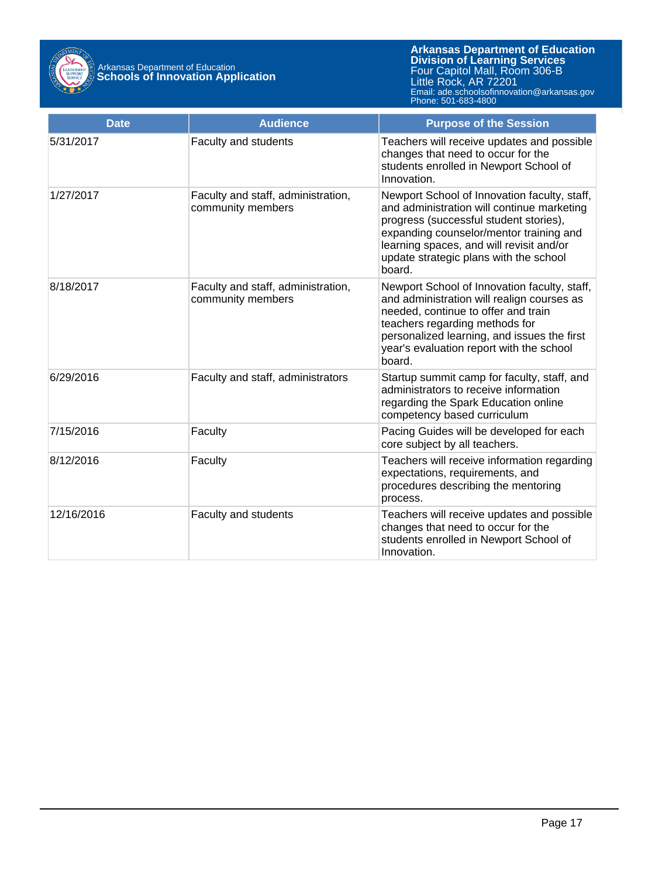| Date | Audience | Purpose of the Session |
|---|---|---|
| 5/31/2017 | Faculty and students | Teachers will receive updates and possible changes that need to occur for the students enrolled in Newport School of Innovation. |
| 1/27/2017 | Faculty and staff, administration, community members | Newport School of Innovation faculty, staff, and administration will continue marketing progress (successful student stories), expanding counselor/mentor training and learning spaces, and will revisit and/or update strategic plans with the school board. |
| 8/18/2017 | Faculty and staff, administration, community members | Newport School of Innovation faculty, staff, and administration will realign courses as needed, continue to offer and train teachers regarding methods for personalized learning, and issues the first year's evaluation report with the school board. |
| 6/29/2016 | Faculty and staff, administrators | Startup summit camp for faculty, staff, and administrators to receive information regarding the Spark Education online competency based curriculum |
| 7/15/2016 | Faculty | Pacing Guides will be developed for each core subject by all teachers. |
| 8/12/2016 | Faculty | Teachers will receive information regarding expectations, requirements, and procedures describing the mentoring process. |
| 12/16/2016 | Faculty and students | Teachers will receive updates and possible changes that need to occur for the students enrolled in Newport School of Innovation. |